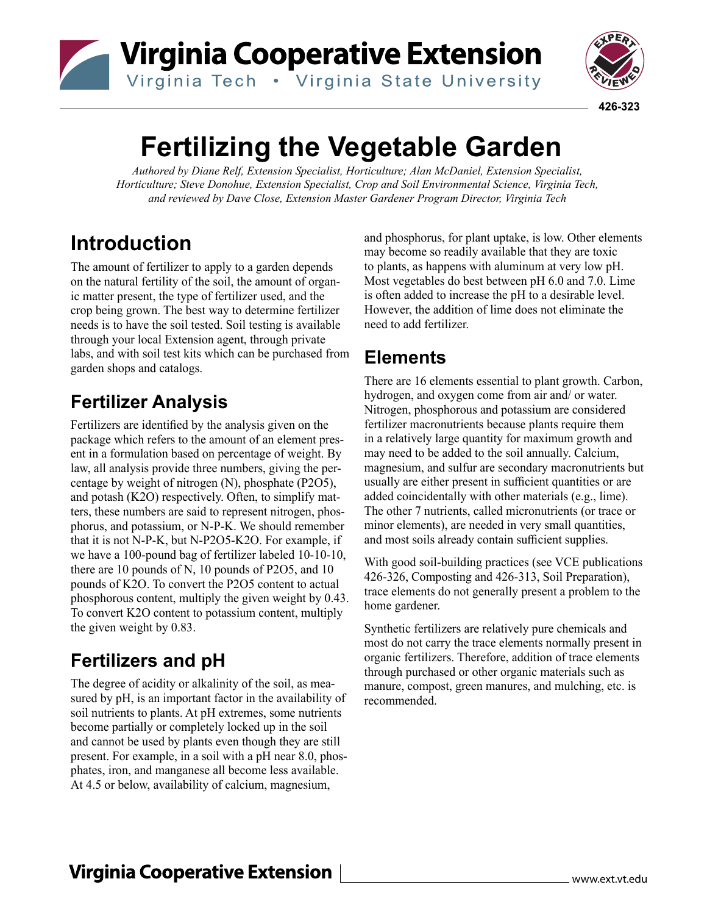Virginia Cooperative Extension

Virginia Tech • Virginia State University

426-323

# Fertilizing the Vegetable Garden

*Authored by Diane Relf, Extension Specialist, Horticulture; Alan McDaniel, Extension Specialist, Horticulture; Steve Donohue, Extension Specialist, Crop and Soil Environmental Science, Virginia Tech, and reviewed by Dave Close, Extension Master Gardener Program Director, Virginia Tech*

## Introduction

The amount of fertilizer to apply to a garden depends on the natural fertility of the soil, the amount of organic matter present, the type of fertilizer used, and the crop being grown. The best way to determine fertilizer needs is to have the soil tested. Soil testing is available through your local Extension agent, through private labs, and with soil test kits which can be purchased from garden shops and catalogs.

## Fertilizer Analysis

Fertilizers are identified by the analysis given on the package which refers to the amount of an element present in a formulation based on percentage of weight. By law, all analysis provide three numbers, giving the percentage by weight of nitrogen (N), phosphate ($P_2O_5$), and potash ($K_2O$) respectively. Often, to simplify matters, these numbers are said to represent nitrogen, phosphorus, and potassium, or N-P-K. We should remember that it is not N-P-K, but N-$P_2O_5$-$K_2O$. For example, if we have a 100-pound bag of fertilizer labeled 10-10-10, there are 10 pounds of N, 10 pounds of $P_2O_5$, and 10 pounds of $K_2O$. To convert the $P_2O_5$ content to actual phosphorous content, multiply the given weight by 0.43. To convert $K_2O$ content to potassium content, multiply the given weight by 0.83.

## Fertilizers and pH

The degree of acidity or alkalinity of the soil, as measured by pH, is an important factor in the availability of soil nutrients to plants. At pH extremes, some nutrients become partially or completely locked up in the soil and cannot be used by plants even though they are still present. For example, in a soil with a pH near 8.0, phosphates, iron, and manganese all become less available. At 4.5 or below, availability of calcium, magnesium, and phosphorus, for plant uptake, is low. Other elements may become so readily available that they are toxic to plants, as happens with aluminum at very low pH. Most vegetables do best between pH 6.0 and 7.0. Lime is often added to increase the pH to a desirable level. However, the addition of lime does not eliminate the need to add fertilizer.

## Elements

There are 16 elements essential to plant growth. Carbon, hydrogen, and oxygen come from air and/ or water. Nitrogen, phosphorous and potassium are considered fertilizer macronutrients because plants require them in a relatively large quantity for maximum growth and may need to be added to the soil annually. Calcium, magnesium, and sulfur are secondary macronutrients but usually are either present in sufficient quantities or are added coincidentally with other materials (e.g., lime). The other 7 nutrients, called micronutrients (or trace or minor elements), are needed in very small quantities, and most soils already contain sufficient supplies.

With good soil-building practices (see VCE publications 426-326, Composting and 426-313, Soil Preparation), trace elements do not generally present a problem to the home gardener.

Synthetic fertilizers are relatively pure chemicals and most do not carry the trace elements normally present in organic fertilizers. Therefore, addition of trace elements through purchased or other organic materials such as manure, compost, green manures, and mulching, etc. is recommended.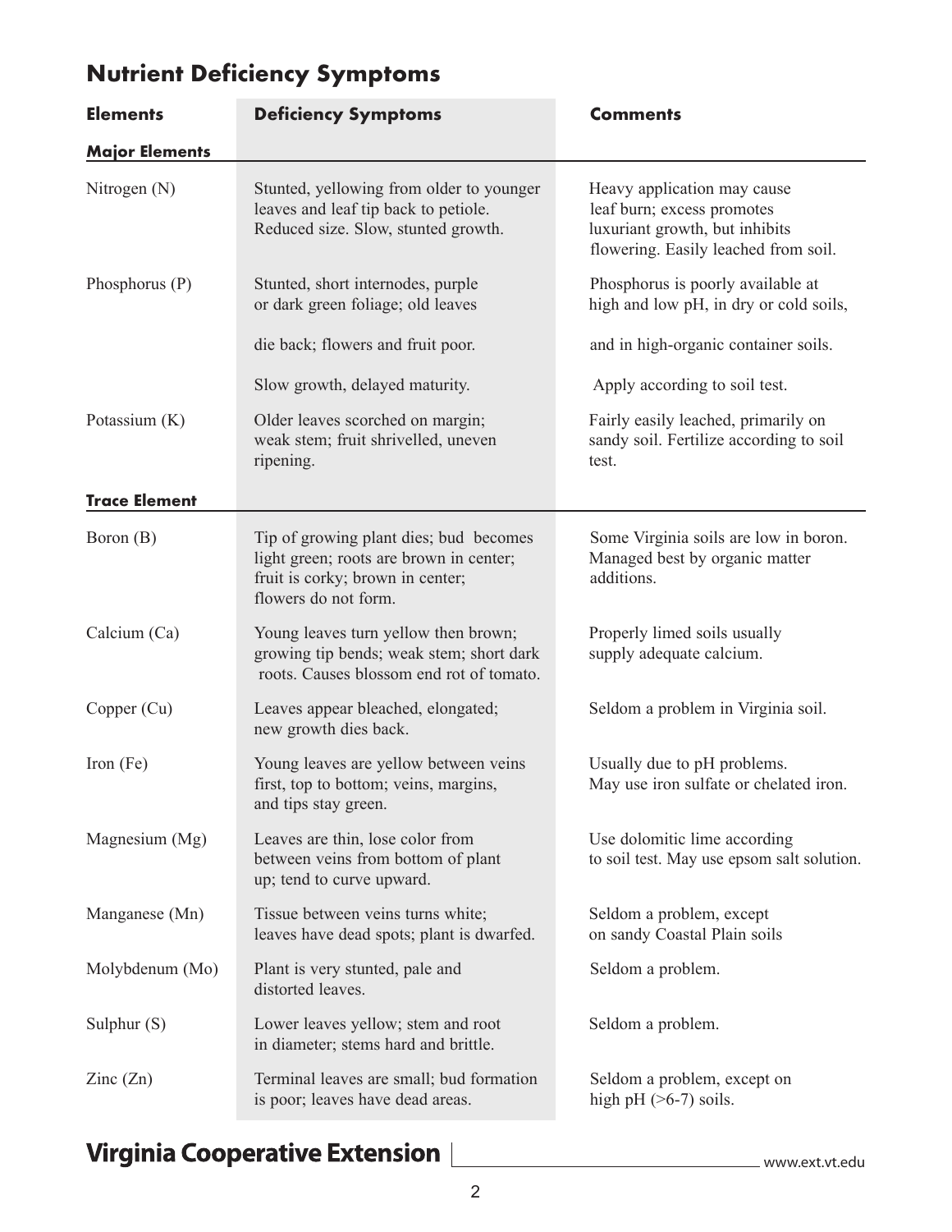## Nutrient Deficiency Symptoms

| Elements | Deficiency Symptoms | Comments |
|---|---|---|
| **Major Elements** | | |
| Nitrogen (N) | Stunted, yellowing from older to younger leaves and leaf tip back to petiole. Reduced size. Slow, stunted growth. | Heavy application may cause leaf burn; excess promotes luxuriant growth, but inhibits flowering. Easily leached from soil. |
| Phosphorus (P) | Stunted, short internodes, purple or dark green foliage; old leaves die back; flowers and fruit poor. Slow growth, delayed maturity. | Phosphorus is poorly available at high and low pH, in dry or cold soils, and in high-organic container soils. Apply according to soil test. |
| Potassium (K) | Older leaves scorched on margin; weak stem; fruit shrivelled, uneven ripening. | Fairly easily leached, primarily on sandy soil. Fertilize according to soil test. |
| **Trace Element** | | |
| Boron (B) | Tip of growing plant dies; bud becomes light green; roots are brown in center; fruit is corky; brown in center; flowers do not form. | Some Virginia soils are low in boron. Managed best by organic matter additions. |
| Calcium (Ca) | Young leaves turn yellow then brown; growing tip bends; weak stem; short dark roots. Causes blossom end rot of tomato. | Properly limed soils usually supply adequate calcium. |
| Copper (Cu) | Leaves appear bleached, elongated; new growth dies back. | Seldom a problem in Virginia soil. |
| Iron (Fe) | Young leaves are yellow between veins first, top to bottom; veins, margins, and tips stay green. | Usually due to pH problems. May use iron sulfate or chelated iron. |
| Magnesium (Mg) | Leaves are thin, lose color from between veins from bottom of plant up; tend to curve upward. | Use dolomitic lime according to soil test. May use epsom salt solution. |
| Manganese (Mn) | Tissue between veins turns white; leaves have dead spots; plant is dwarfed. | Seldom a problem, except on sandy Coastal Plain soils |
| Molybdenum (Mo) | Plant is very stunted, pale and distorted leaves. | Seldom a problem. |
| Sulphur (S) | Lower leaves yellow; stem and root in diameter; stems hard and brittle. | Seldom a problem. |
| Zinc (Zn) | Terminal leaves are small; bud formation is poor; leaves have dead areas. | Seldom a problem, except on high pH (>6-7) soils. |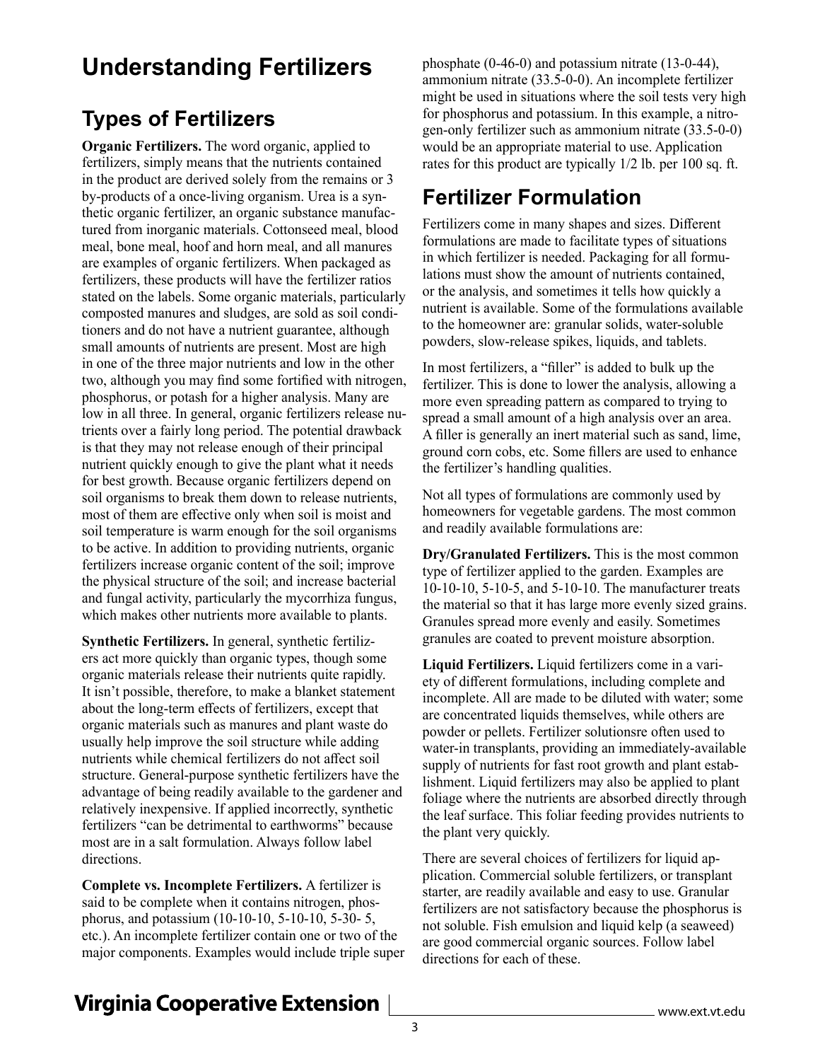# Understanding Fertilizers

## Types of Fertilizers

**Organic Fertilizers.** The word organic, applied to fertilizers, simply means that the nutrients contained in the product are derived solely from the remains or 3 by-products of a once-living organism. Urea is a synthetic organic fertilizer, an organic substance manufactured from inorganic materials. Cottonseed meal, blood meal, bone meal, hoof and horn meal, and all manures are examples of organic fertilizers. When packaged as fertilizers, these products will have the fertilizer ratios stated on the labels. Some organic materials, particularly composted manures and sludges, are sold as soil conditioners and do not have a nutrient guarantee, although small amounts of nutrients are present. Most are high in one of the three major nutrients and low in the other two, although you may find some fortified with nitrogen, phosphorus, or potash for a higher analysis. Many are low in all three. In general, organic fertilizers release nutrients over a fairly long period. The potential drawback is that they may not release enough of their principal nutrient quickly enough to give the plant what it needs for best growth. Because organic fertilizers depend on soil organisms to break them down to release nutrients, most of them are effective only when soil is moist and soil temperature is warm enough for the soil organisms to be active. In addition to providing nutrients, organic fertilizers increase organic content of the soil; improve the physical structure of the soil; and increase bacterial and fungal activity, particularly the mycorrhiza fungus, which makes other nutrients more available to plants.

**Synthetic Fertilizers.** In general, synthetic fertilizers act more quickly than organic types, though some organic materials release their nutrients quite rapidly. It isn't possible, therefore, to make a blanket statement about the long-term effects of fertilizers, except that organic materials such as manures and plant waste do usually help improve the soil structure while adding nutrients while chemical fertilizers do not affect soil structure. General-purpose synthetic fertilizers have the advantage of being readily available to the gardener and relatively inexpensive. If applied incorrectly, synthetic fertilizers "can be detrimental to earthworms" because most are in a salt formulation. Always follow label directions.

**Complete vs. Incomplete Fertilizers.** A fertilizer is said to be complete when it contains nitrogen, phosphorus, and potassium (10-10-10, 5-10-10, 5-30- 5, etc.). An incomplete fertilizer contain one or two of the major components. Examples would include triple super phosphate (0-46-0) and potassium nitrate (13-0-44), ammonium nitrate (33.5-0-0). An incomplete fertilizer might be used in situations where the soil tests very high for phosphorus and potassium. In this example, a nitrogen-only fertilizer such as ammonium nitrate (33.5-0-0) would be an appropriate material to use. Application rates for this product are typically 1/2 lb. per 100 sq. ft.

## Fertilizer Formulation

Fertilizers come in many shapes and sizes. Different formulations are made to facilitate types of situations in which fertilizer is needed. Packaging for all formulations must show the amount of nutrients contained, or the analysis, and sometimes it tells how quickly a nutrient is available. Some of the formulations available to the homeowner are: granular solids, water-soluble powders, slow-release spikes, liquids, and tablets.

In most fertilizers, a "filler" is added to bulk up the fertilizer. This is done to lower the analysis, allowing a more even spreading pattern as compared to trying to spread a small amount of a high analysis over an area. A filler is generally an inert material such as sand, lime, ground corn cobs, etc. Some fillers are used to enhance the fertilizer's handling qualities.

Not all types of formulations are commonly used by homeowners for vegetable gardens. The most common and readily available formulations are:

**Dry/Granulated Fertilizers.** This is the most common type of fertilizer applied to the garden. Examples are 10-10-10, 5-10-5, and 5-10-10. The manufacturer treats the material so that it has large more evenly sized grains. Granules spread more evenly and easily. Sometimes granules are coated to prevent moisture absorption.

**Liquid Fertilizers.** Liquid fertilizers come in a variety of different formulations, including complete and incomplete. All are made to be diluted with water; some are concentrated liquids themselves, while others are powder or pellets. Fertilizer solutionsre often used to water-in transplants, providing an immediately-available supply of nutrients for fast root growth and plant establishment. Liquid fertilizers may also be applied to plant foliage where the nutrients are absorbed directly through the leaf surface. This foliar feeding provides nutrients to the plant very quickly.

There are several choices of fertilizers for liquid application. Commercial soluble fertilizers, or transplant starter, are readily available and easy to use. Granular fertilizers are not satisfactory because the phosphorus is not soluble. Fish emulsion and liquid kelp (a seaweed) are good commercial organic sources. Follow label directions for each of these.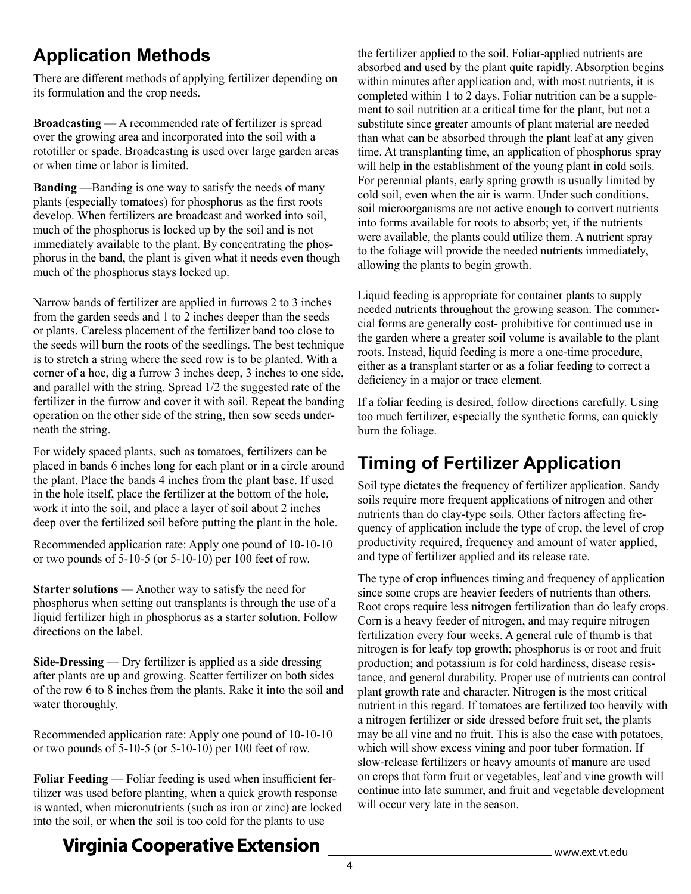## Application Methods

There are different methods of applying fertilizer depending on its formulation and the crop needs.

**Broadcasting** — A recommended rate of fertilizer is spread over the growing area and incorporated into the soil with a rototiller or spade. Broadcasting is used over large garden areas or when time or labor is limited.

**Banding** —Banding is one way to satisfy the needs of many plants (especially tomatoes) for phosphorus as the first roots develop. When fertilizers are broadcast and worked into soil, much of the phosphorus is locked up by the soil and is not immediately available to the plant. By concentrating the phosphorus in the band, the plant is given what it needs even though much of the phosphorus stays locked up.

Narrow bands of fertilizer are applied in furrows 2 to 3 inches from the garden seeds and 1 to 2 inches deeper than the seeds or plants. Careless placement of the fertilizer band too close to the seeds will burn the roots of the seedlings. The best technique is to stretch a string where the seed row is to be planted. With a corner of a hoe, dig a furrow 3 inches deep, 3 inches to one side, and parallel with the string. Spread 1/2 the suggested rate of the fertilizer in the furrow and cover it with soil. Repeat the banding operation on the other side of the string, then sow seeds underneath the string.

For widely spaced plants, such as tomatoes, fertilizers can be placed in bands 6 inches long for each plant or in a circle around the plant. Place the bands 4 inches from the plant base. If used in the hole itself, place the fertilizer at the bottom of the hole, work it into the soil, and place a layer of soil about 2 inches deep over the fertilized soil before putting the plant in the hole.

Recommended application rate: Apply one pound of 10-10-10 or two pounds of 5-10-5 (or 5-10-10) per 100 feet of row.

**Starter solutions** — Another way to satisfy the need for phosphorus when setting out transplants is through the use of a liquid fertilizer high in phosphorus as a starter solution. Follow directions on the label.

**Side-Dressing** — Dry fertilizer is applied as a side dressing after plants are up and growing. Scatter fertilizer on both sides of the row 6 to 8 inches from the plants. Rake it into the soil and water thoroughly.

Recommended application rate: Apply one pound of 10-10-10 or two pounds of 5-10-5 (or 5-10-10) per 100 feet of row.

**Foliar Feeding** — Foliar feeding is used when insufficient fertilizer was used before planting, when a quick growth response is wanted, when micronutrients (such as iron or zinc) are locked into the soil, or when the soil is too cold for the plants to use the fertilizer applied to the soil. Foliar-applied nutrients are absorbed and used by the plant quite rapidly. Absorption begins within minutes after application and, with most nutrients, it is completed within 1 to 2 days. Foliar nutrition can be a supplement to soil nutrition at a critical time for the plant, but not a substitute since greater amounts of plant material are needed than what can be absorbed through the plant leaf at any given time. At transplanting time, an application of phosphorus spray will help in the establishment of the young plant in cold soils. For perennial plants, early spring growth is usually limited by cold soil, even when the air is warm. Under such conditions, soil microorganisms are not active enough to convert nutrients into forms available for roots to absorb; yet, if the nutrients were available, the plants could utilize them. A nutrient spray to the foliage will provide the needed nutrients immediately, allowing the plants to begin growth.

Liquid feeding is appropriate for container plants to supply needed nutrients throughout the growing season. The commercial forms are generally cost- prohibitive for continued use in the garden where a greater soil volume is available to the plant roots. Instead, liquid feeding is more a one-time procedure, either as a transplant starter or as a foliar feeding to correct a deficiency in a major or trace element.

If a foliar feeding is desired, follow directions carefully. Using too much fertilizer, especially the synthetic forms, can quickly burn the foliage.

## Timing of Fertilizer Application

Soil type dictates the frequency of fertilizer application. Sandy soils require more frequent applications of nitrogen and other nutrients than do clay-type soils. Other factors affecting frequency of application include the type of crop, the level of crop productivity required, frequency and amount of water applied, and type of fertilizer applied and its release rate.

The type of crop influences timing and frequency of application since some crops are heavier feeders of nutrients than others. Root crops require less nitrogen fertilization than do leafy crops. Corn is a heavy feeder of nitrogen, and may require nitrogen fertilization every four weeks. A general rule of thumb is that nitrogen is for leafy top growth; phosphorus is or root and fruit production; and potassium is for cold hardiness, disease resistance, and general durability. Proper use of nutrients can control plant growth rate and character. Nitrogen is the most critical nutrient in this regard. If tomatoes are fertilized too heavily with a nitrogen fertilizer or side dressed before fruit set, the plants may be all vine and no fruit. This is also the case with potatoes, which will show excess vining and poor tuber formation. If slow-release fertilizers or heavy amounts of manure are used on crops that form fruit or vegetables, leaf and vine growth will continue into late summer, and fruit and vegetable development will occur very late in the season.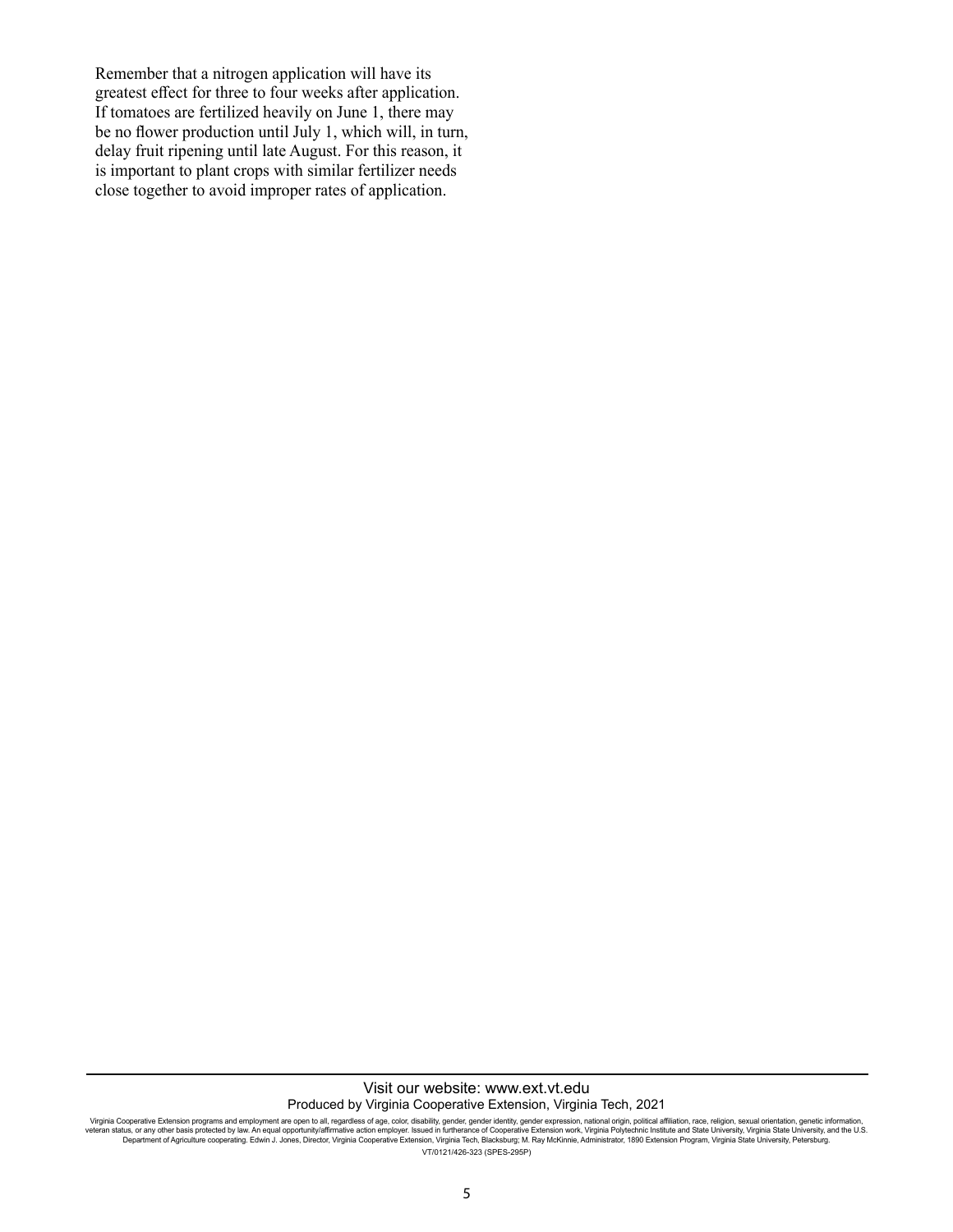Remember that a nitrogen application will have its greatest effect for three to four weeks after application. If tomatoes are fertilized heavily on June 1, there may be no flower production until July 1, which will, in turn, delay fruit ripening until late August. For this reason, it is important to plant crops with similar fertilizer needs close together to avoid improper rates of application.

Visit our website: www.ext.vt.edu

Produced by Virginia Cooperative Extension, Virginia Tech, 2021

Virginia Cooperative Extension programs and employment are open to all, regardless of age, color, disability, gender, gender identity, gender expression, national origin, political affiliation, race, religion, sexual orientation, genetic information, veteran status, or any other basis protected by law. An equal opportunity/affirmative action employer. Issued in furtherance of Cooperative Extension work, Virginia Polytechnic Institute and State University, Virginia State University, and the U.S. Department of Agriculture cooperating. Edwin J. Jones, Director, Virginia Cooperative Extension, Virginia Tech, Blacksburg; M. Ray McKinnie, Administrator, 1890 Extension Program, Virginia State University, Petersburg.

VT/0121/426-323 (SPES-295P)